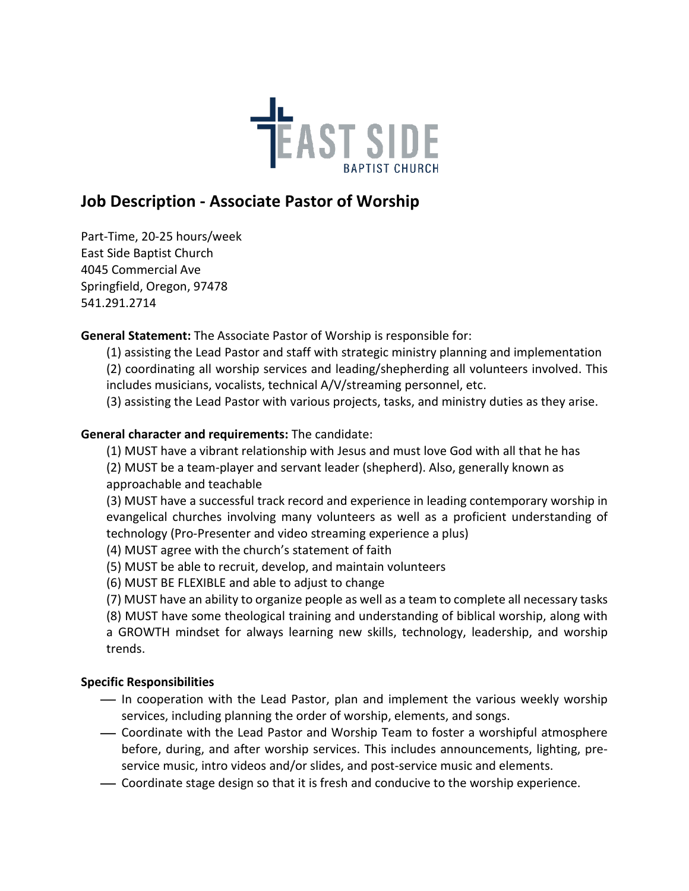EAST SIDE
BAPTIST CHURCH

## Job Description - Associate Pastor of Worship

Part-Time, 20-25 hours/week
East Side Baptist Church
4045 Commercial Ave
Springfield, Oregon, 97478
541.291.2714

**General Statement:** The Associate Pastor of Worship is responsible for:

(1) assisting the Lead Pastor and staff with strategic ministry planning and implementation
(2) coordinating all worship services and leading/shepherding all volunteers involved. This includes musicians, vocalists, technical A/V/streaming personnel, etc.
(3) assisting the Lead Pastor with various projects, tasks, and ministry duties as they arise.

**General character and requirements:** The candidate:

(1) MUST have a vibrant relationship with Jesus and must love God with all that he has
(2) MUST be a team-player and servant leader (shepherd). Also, generally known as approachable and teachable
(3) MUST have a successful track record and experience in leading contemporary worship in evangelical churches involving many volunteers as well as a proficient understanding of technology (Pro-Presenter and video streaming experience a plus)
(4) MUST agree with the church's statement of faith
(5) MUST be able to recruit, develop, and maintain volunteers
(6) MUST BE FLEXIBLE and able to adjust to change
(7) MUST have an ability to organize people as well as a team to complete all necessary tasks
(8) MUST have some theological training and understanding of biblical worship, along with a GROWTH mindset for always learning new skills, technology, leadership, and worship trends.

**Specific Responsibilities**

- In cooperation with the Lead Pastor, plan and implement the various weekly worship services, including planning the order of worship, elements, and songs.
- Coordinate with the Lead Pastor and Worship Team to foster a worshipful atmosphere before, during, and after worship services. This includes announcements, lighting, pre-service music, intro videos and/or slides, and post-service music and elements.
- Coordinate stage design so that it is fresh and conducive to the worship experience.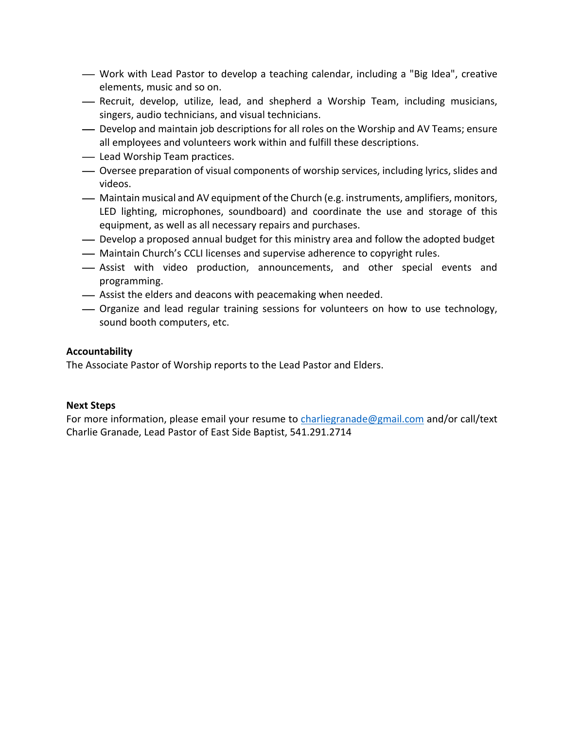- Work with Lead Pastor to develop a teaching calendar, including a "Big Idea", creative elements, music and so on.
- Recruit, develop, utilize, lead, and shepherd a Worship Team, including musicians, singers, audio technicians, and visual technicians.
- Develop and maintain job descriptions for all roles on the Worship and AV Teams; ensure all employees and volunteers work within and fulfill these descriptions.
- Lead Worship Team practices.
- Oversee preparation of visual components of worship services, including lyrics, slides and videos.
- Maintain musical and AV equipment of the Church (e.g. instruments, amplifiers, monitors, LED lighting, microphones, soundboard) and coordinate the use and storage of this equipment, as well as all necessary repairs and purchases.
- Develop a proposed annual budget for this ministry area and follow the adopted budget
- Maintain Church's CCLI licenses and supervise adherence to copyright rules.
- Assist with video production, announcements, and other special events and programming.
- Assist the elders and deacons with peacemaking when needed.
- Organize and lead regular training sessions for volunteers on how to use technology, sound booth computers, etc.

**Accountability**
The Associate Pastor of Worship reports to the Lead Pastor and Elders.

**Next Steps**
For more information, please email your resume to charliegranade@gmail.com and/or call/text Charlie Granade, Lead Pastor of East Side Baptist, 541.291.2714